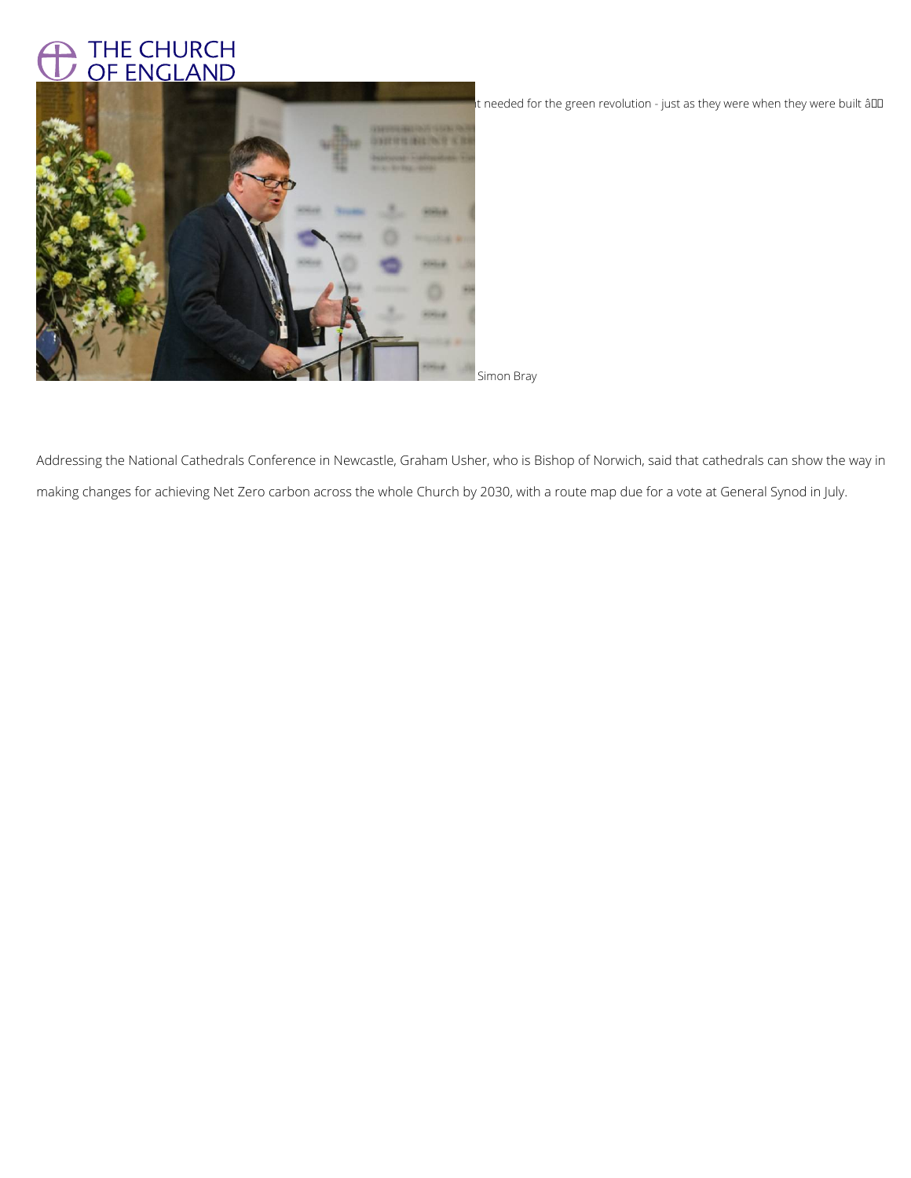t needed for the green revolution - just as they were when they were built â

Simon Bray

Addressing the National Cathedrals Conference in Newcastle, Graham Usher, who is Bishop of Norwich, said that cathedrals can show the way in making changes for achieving Net Zero carbon across the whole Church by 2030, with a route map due for a vote at General Synod in July.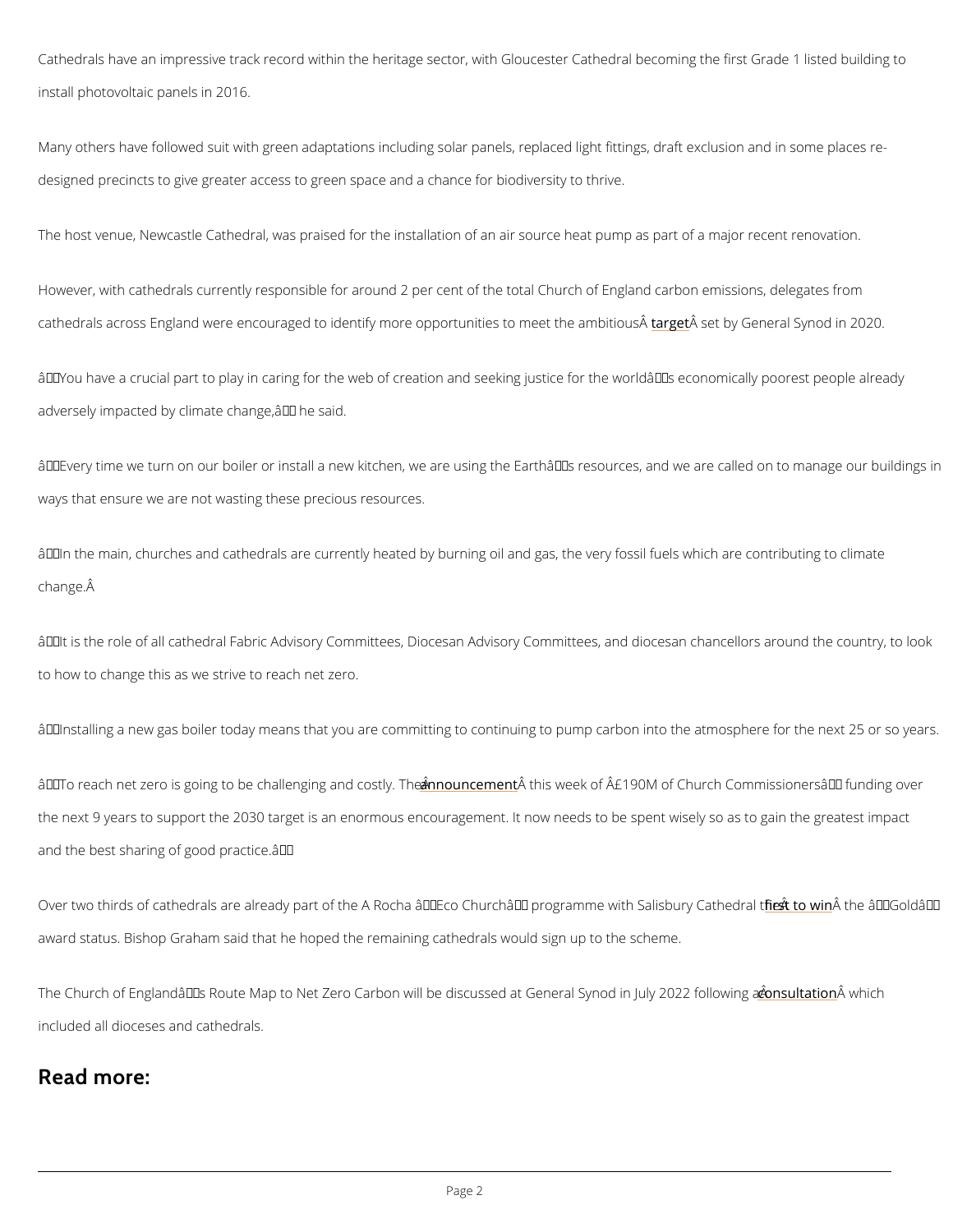Cathedrals have an impressive track record within the heritage sector, with Gloucester Cathedral becoming the first Grade 1 listed building to install photovoltaic panels in 2016.

Many others have followed suit with green adaptations including solar panels, replaced light fittings, draft exclusion and in some places re-designed precincts to give greater access to green space and a chance for biodiversity to thrive.

The host venue, Newcastle Cathedral, was praised for the installation of an air source heat pump as part of a major recent renovation.

However, with cathedrals currently responsible for around 2 per cent of the total Church of England carbon emissions, delegates from cathedrals across England were encouraged to identify more opportunities to meet the ambitious target set by General Synod in 2020.

"You have a crucial part to play in caring for the web of creation and seeking justice for the world's economically poorest people already adversely impacted by climate change," he said.

"Every time we turn on our boiler or install a new kitchen, we are using the Earth's resources, and we are called on to manage our buildings in ways that ensure we are not wasting these precious resources.

"In the main, churches and cathedrals are currently heated by burning oil and gas, the very fossil fuels which are contributing to climate change.

"It is the role of all cathedral Fabric Advisory Committees, Diocesan Advisory Committees, and diocesan chancellors around the country, to look to how to change this as we strive to reach net zero.

"Installing a new gas boiler today means that you are committing to continuing to pump carbon into the atmosphere for the next 25 or so years.

"To reach net zero is going to be challenging and costly. The announcement this week of £190M of Church Commissioners' funding over the next 9 years to support the 2030 target is an enormous encouragement. It now needs to be spent wisely so as to gain the greatest impact and the best sharing of good practice."

Over two thirds of cathedrals are already part of the A Rocha "Eco Church" programme with Salisbury Cathedral the first to win the "Gold" award status. Bishop Graham said that he hoped the remaining cathedrals would sign up to the scheme.

The Church of England's Route Map to Net Zero Carbon will be discussed at General Synod in July 2022 following a consultation which included all dioceses and cathedrals.

## Read more: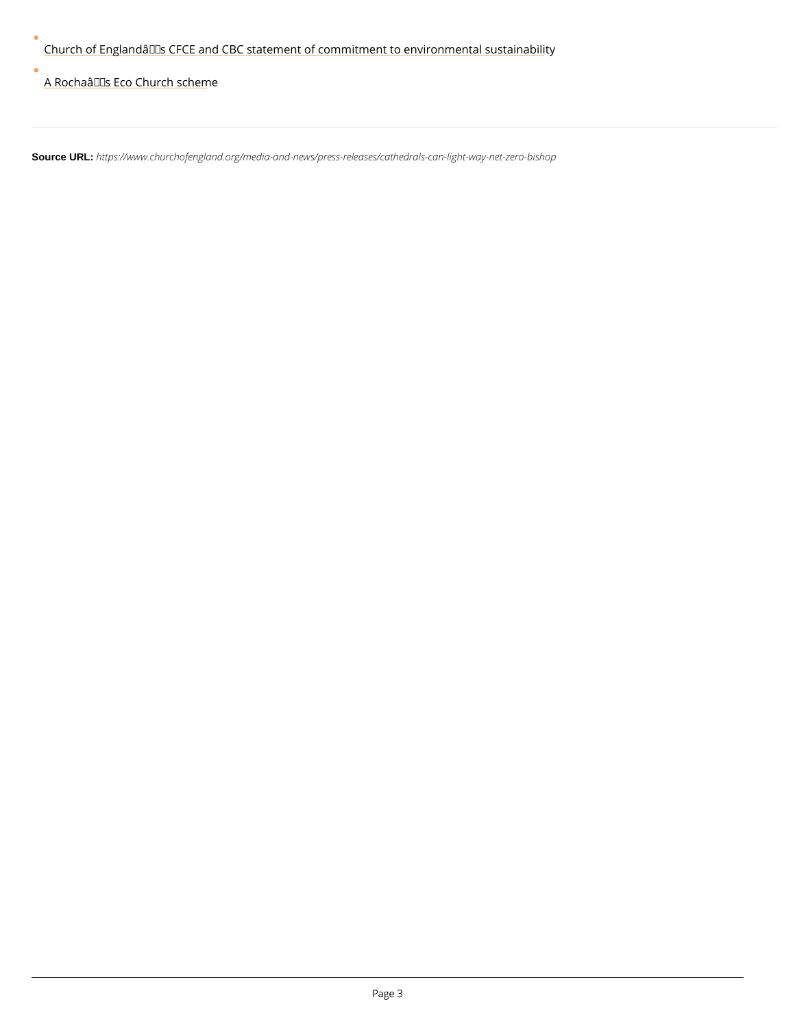- Church of Englandâs CFCE and CBC statement of commitment to environmental sustainability
- A Rochaâs Eco Church scheme

---

**Source URL:** *https://www.churchofengland.org/media-and-news/press-releases/cathedrals-can-light-way-net-zero-bishop*